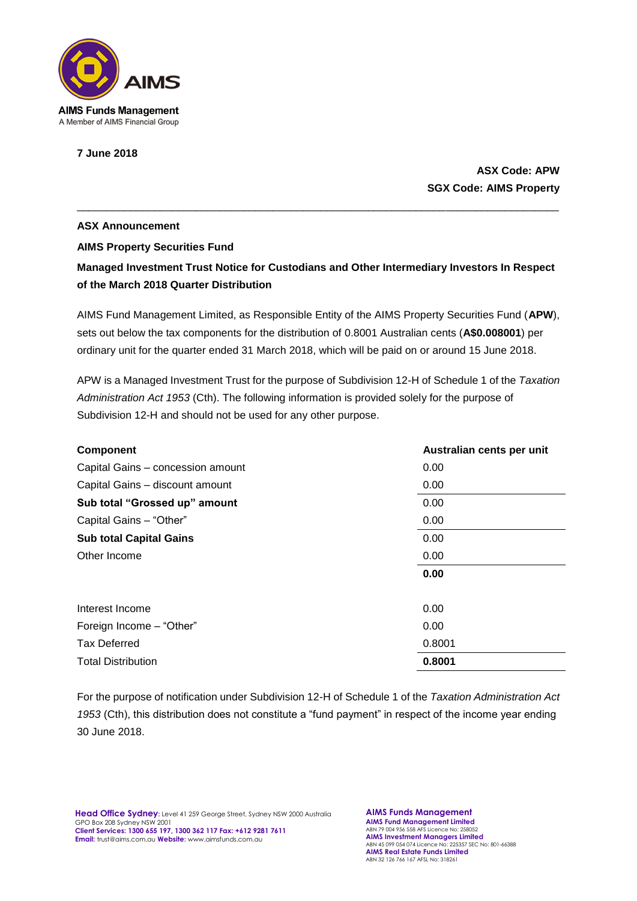AIMS

**AIMS Funds Management**
A Member of AIMS Financial Group

**7 June 2018**

**ASX Code: APW**
**SGX Code: AIMS Property**

---

**ASX Announcement**

**AIMS Property Securities Fund**

**Managed Investment Trust Notice for Custodians and Other Intermediary Investors In Respect of the March 2018 Quarter Distribution**

AIMS Fund Management Limited, as Responsible Entity of the AIMS Property Securities Fund (**APW**), sets out below the tax components for the distribution of 0.8001 Australian cents (**A$0.008001**) per ordinary unit for the quarter ended 31 March 2018, which will be paid on or around 15 June 2018.

APW is a Managed Investment Trust for the purpose of Subdivision 12-H of Schedule 1 of the *Taxation Administration Act 1953* (Cth). The following information is provided solely for the purpose of Subdivision 12-H and should not be used for any other purpose.

| **Component** | **Australian cents per unit** |
|---|---|
| Capital Gains – concession amount | 0.00 |
| Capital Gains – discount amount | 0.00 |
| **Sub total "Grossed up" amount** | 0.00 |
| Capital Gains – "Other" | 0.00 |
| **Sub total Capital Gains** | 0.00 |
| Other Income | 0.00 |
| | **0.00** |
| | |
| Interest Income | 0.00 |
| Foreign Income – "Other" | 0.00 |
| Tax Deferred | 0.8001 |
| Total Distribution | **0.8001** |

For the purpose of notification under Subdivision 12-H of Schedule 1 of the *Taxation Administration Act 1953* (Cth), this distribution does not constitute a "fund payment" in respect of the income year ending 30 June 2018.

**Head Office Sydney**: Level 41 259 George Street, Sydney NSW 2000 Australia
GPO Box 208 Sydney NSW 2001
**Client Services: 1300 655 197, 1300 362 117 Fax: +612 9281 7611**
**Email:** trust@aims.com.au **Website:** www.aimsfunds.com.au

**AIMS Funds Management**
**AIMS Fund Management Limited**
ABN 79 004 956 558 AFS Licence No: 258052
**AIMS Investment Managers Limited**
ABN 45 099 054 074 Licence No: 225357 SEC No: 801-66388
**AIMS Real Estate Funds Limited**
ABN 32 126 766 167 AFSL No: 318261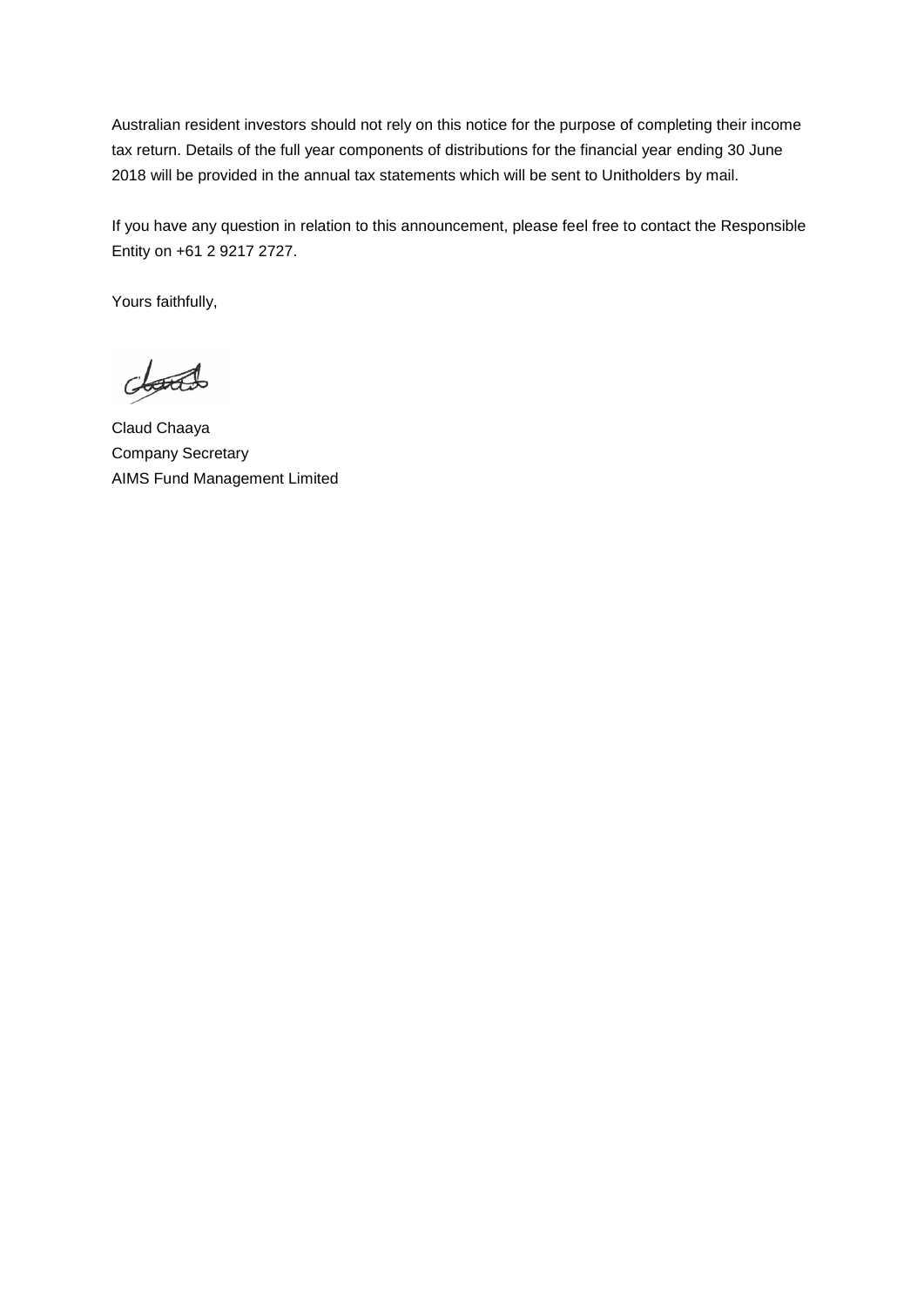Australian resident investors should not rely on this notice for the purpose of completing their income tax return. Details of the full year components of distributions for the financial year ending 30 June 2018 will be provided in the annual tax statements which will be sent to Unitholders by mail.

If you have any question in relation to this announcement, please feel free to contact the Responsible Entity on +61 2 9217 2727.

Yours faithfully,

Claud Chaaya
Company Secretary
AIMS Fund Management Limited